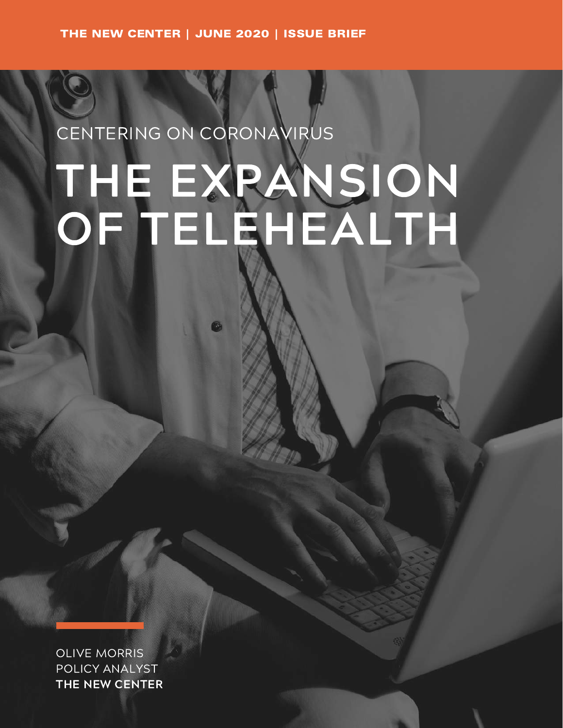THE NEW CENTER | JUNE 2020 | ISSUE BRIEF

CENTERING ON CORONAVIRUS

# THE EXPANSION OF TELEHEALTH

OLIVE MORRIS
POLICY ANALYST
**THE NEW CENTER**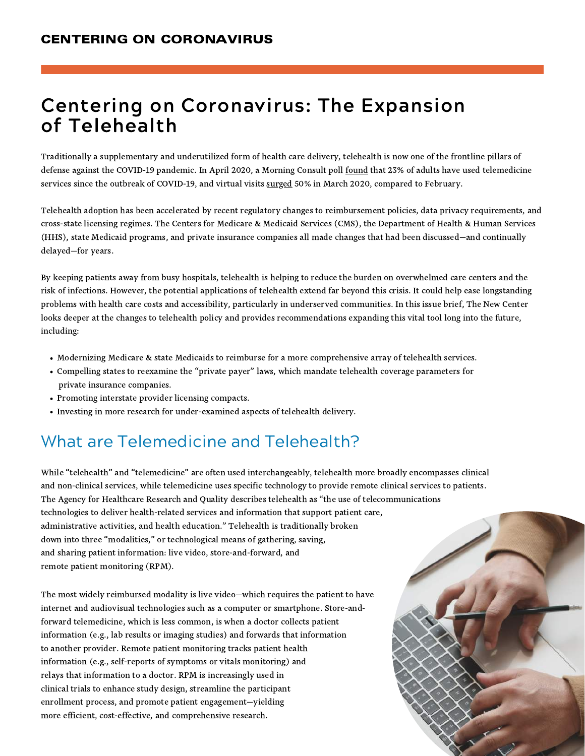# Centering on Coronavirus: The Expansion of Telehealth

Traditionally a supplementary and underutilized form of health care delivery, telehealth is now one of the frontline pillars of defense against the COVID-19 pandemic. In April 2020, a Morning Consult poll found that 23% of adults have used telemedicine services since the outbreak of COVID-19, and virtual visits surged 50% in March 2020, compared to February.

Telehealth adoption has been accelerated by recent regulatory changes to reimbursement policies, data privacy requirements, and cross-state licensing regimes. The Centers for Medicare & Medicaid Services (CMS), the Department of Health & Human Services (HHS), state Medicaid programs, and private insurance companies all made changes that had been discussed—and continually delayed—for years.

By keeping patients away from busy hospitals, telehealth is helping to reduce the burden on overwhelmed care centers and the risk of infections. However, the potential applications of telehealth extend far beyond this crisis. It could help ease longstanding problems with health care costs and accessibility, particularly in underserved communities. In this issue brief, The New Center looks deeper at the changes to telehealth policy and provides recommendations expanding this vital tool long into the future, including:

- Modernizing Medicare & state Medicaids to reimburse for a more comprehensive array of telehealth services.
- Compelling states to reexamine the "private payer" laws, which mandate telehealth coverage parameters for private insurance companies.
- Promoting interstate provider licensing compacts.
- Investing in more research for under-examined aspects of telehealth delivery.

## What are Telemedicine and Telehealth?

While "telehealth" and "telemedicine" are often used interchangeably, telehealth more broadly encompasses clinical and non-clinical services, while telemedicine uses specific technology to provide remote clinical services to patients. The Agency for Healthcare Research and Quality describes telehealth as "the use of telecommunications technologies to deliver health-related services and information that support patient care, administrative activities, and health education." Telehealth is traditionally broken down into three "modalities," or technological means of gathering, saving, and sharing patient information: live video, store-and-forward, and remote patient monitoring (RPM).

The most widely reimbursed modality is live video—which requires the patient to have internet and audiovisual technologies such as a computer or smartphone. Store-and-forward telemedicine, which is less common, is when a doctor collects patient information (e.g., lab results or imaging studies) and forwards that information to another provider. Remote patient monitoring tracks patient health information (e.g., self-reports of symptoms or vitals monitoring) and relays that information to a doctor. RPM is increasingly used in clinical trials to enhance study design, streamline the participant enrollment process, and promote patient engagement—yielding more efficient, cost-effective, and comprehensive research.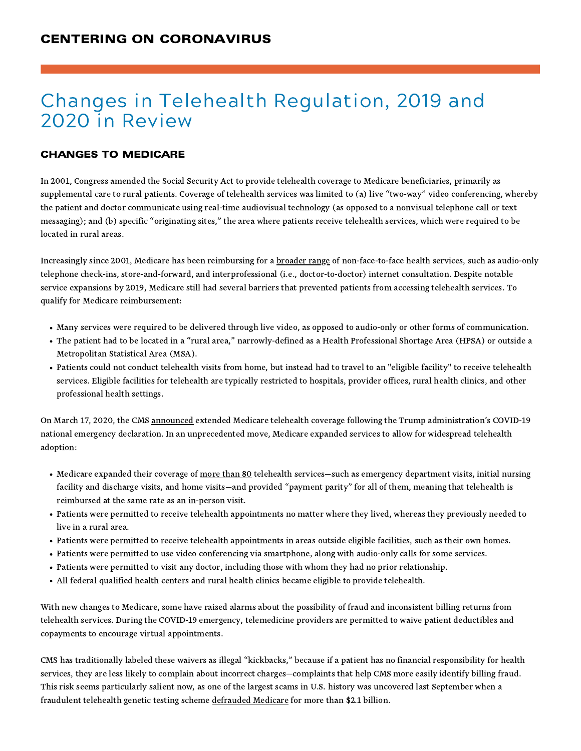# CENTERING ON CORONAVIRUS

## Changes in Telehealth Regulation, 2019 and 2020 in Review

### CHANGES TO MEDICARE

In 2001, Congress amended the Social Security Act to provide telehealth coverage to Medicare beneficiaries, primarily as supplemental care to rural patients. Coverage of telehealth services was limited to (a) live "two-way" video conferencing, whereby the patient and doctor communicate using real-time audiovisual technology (as opposed to a nonvisual telephone call or text messaging); and (b) specific "originating sites," the area where patients receive telehealth services, which were required to be located in rural areas.

Increasingly since 2001, Medicare has been reimbursing for a broader range of non-face-to-face health services, such as audio-only telephone check-ins, store-and-forward, and interprofessional (i.e., doctor-to-doctor) internet consultation. Despite notable service expansions by 2019, Medicare still had several barriers that prevented patients from accessing telehealth services. To qualify for Medicare reimbursement:

- Many services were required to be delivered through live video, as opposed to audio-only or other forms of communication.
- The patient had to be located in a "rural area," narrowly-defined as a Health Professional Shortage Area (HPSA) or outside a Metropolitan Statistical Area (MSA).
- Patients could not conduct telehealth visits from home, but instead had to travel to an "eligible facility" to receive telehealth services. Eligible facilities for telehealth are typically restricted to hospitals, provider offices, rural health clinics, and other professional health settings.

On March 17, 2020, the CMS announced extended Medicare telehealth coverage following the Trump administration's COVID-19 national emergency declaration. In an unprecedented move, Medicare expanded services to allow for widespread telehealth adoption:

- Medicare expanded their coverage of more than 80 telehealth services—such as emergency department visits, initial nursing facility and discharge visits, and home visits—and provided "payment parity" for all of them, meaning that telehealth is reimbursed at the same rate as an in-person visit.
- Patients were permitted to receive telehealth appointments no matter where they lived, whereas they previously needed to live in a rural area.
- Patients were permitted to receive telehealth appointments in areas outside eligible facilities, such as their own homes.
- Patients were permitted to use video conferencing via smartphone, along with audio-only calls for some services.
- Patients were permitted to visit any doctor, including those with whom they had no prior relationship.
- All federal qualified health centers and rural health clinics became eligible to provide telehealth.

With new changes to Medicare, some have raised alarms about the possibility of fraud and inconsistent billing returns from telehealth services. During the COVID-19 emergency, telemedicine providers are permitted to waive patient deductibles and copayments to encourage virtual appointments.

CMS has traditionally labeled these waivers as illegal "kickbacks," because if a patient has no financial responsibility for health services, they are less likely to complain about incorrect charges—complaints that help CMS more easily identify billing fraud. This risk seems particularly salient now, as one of the largest scams in U.S. history was uncovered last September when a fraudulent telehealth genetic testing scheme defrauded Medicare for more than $2.1 billion.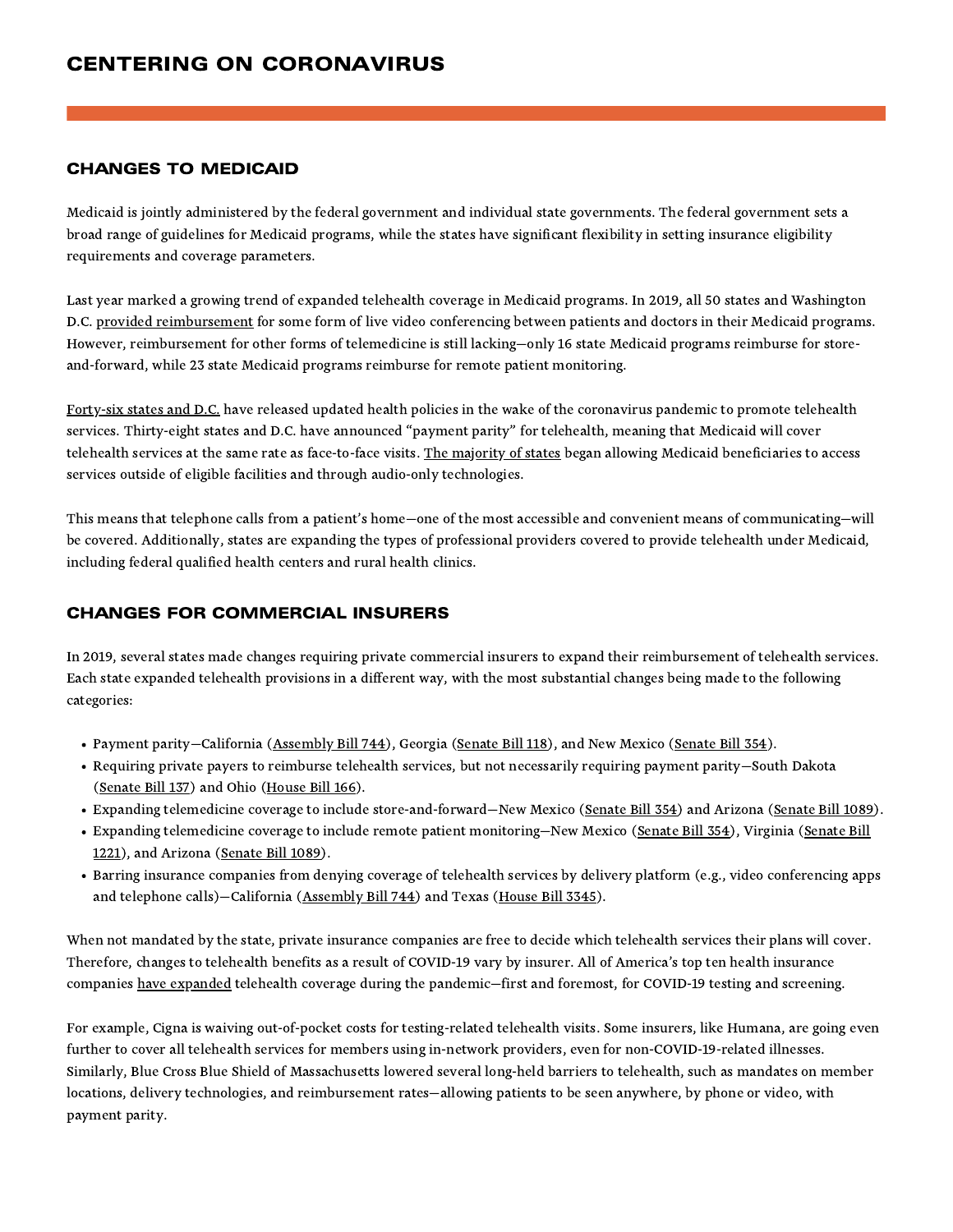# CENTERING ON CORONAVIRUS

## CHANGES TO MEDICAID

Medicaid is jointly administered by the federal government and individual state governments. The federal government sets a broad range of guidelines for Medicaid programs, while the states have significant flexibility in setting insurance eligibility requirements and coverage parameters.

Last year marked a growing trend of expanded telehealth coverage in Medicaid programs. In 2019, all 50 states and Washington D.C. provided reimbursement for some form of live video conferencing between patients and doctors in their Medicaid programs. However, reimbursement for other forms of telemedicine is still lacking—only 16 state Medicaid programs reimburse for store-and-forward, while 23 state Medicaid programs reimburse for remote patient monitoring.

Forty-six states and D.C. have released updated health policies in the wake of the coronavirus pandemic to promote telehealth services. Thirty-eight states and D.C. have announced "payment parity" for telehealth, meaning that Medicaid will cover telehealth services at the same rate as face-to-face visits. The majority of states began allowing Medicaid beneficiaries to access services outside of eligible facilities and through audio-only technologies.

This means that telephone calls from a patient's home—one of the most accessible and convenient means of communicating—will be covered. Additionally, states are expanding the types of professional providers covered to provide telehealth under Medicaid, including federal qualified health centers and rural health clinics.

## CHANGES FOR COMMERCIAL INSURERS

In 2019, several states made changes requiring private commercial insurers to expand their reimbursement of telehealth services. Each state expanded telehealth provisions in a different way, with the most substantial changes being made to the following categories:

- Payment parity—California (Assembly Bill 744), Georgia (Senate Bill 118), and New Mexico (Senate Bill 354).
- Requiring private payers to reimburse telehealth services, but not necessarily requiring payment parity—South Dakota (Senate Bill 137) and Ohio (House Bill 166).
- Expanding telemedicine coverage to include store-and-forward—New Mexico (Senate Bill 354) and Arizona (Senate Bill 1089).
- Expanding telemedicine coverage to include remote patient monitoring—New Mexico (Senate Bill 354), Virginia (Senate Bill 1221), and Arizona (Senate Bill 1089).
- Barring insurance companies from denying coverage of telehealth services by delivery platform (e.g., video conferencing apps and telephone calls)—California (Assembly Bill 744) and Texas (House Bill 3345).

When not mandated by the state, private insurance companies are free to decide which telehealth services their plans will cover. Therefore, changes to telehealth benefits as a result of COVID-19 vary by insurer. All of America's top ten health insurance companies have expanded telehealth coverage during the pandemic—first and foremost, for COVID-19 testing and screening.

For example, Cigna is waiving out-of-pocket costs for testing-related telehealth visits. Some insurers, like Humana, are going even further to cover all telehealth services for members using in-network providers, even for non-COVID-19-related illnesses. Similarly, Blue Cross Blue Shield of Massachusetts lowered several long-held barriers to telehealth, such as mandates on member locations, delivery technologies, and reimbursement rates—allowing patients to be seen anywhere, by phone or video, with payment parity.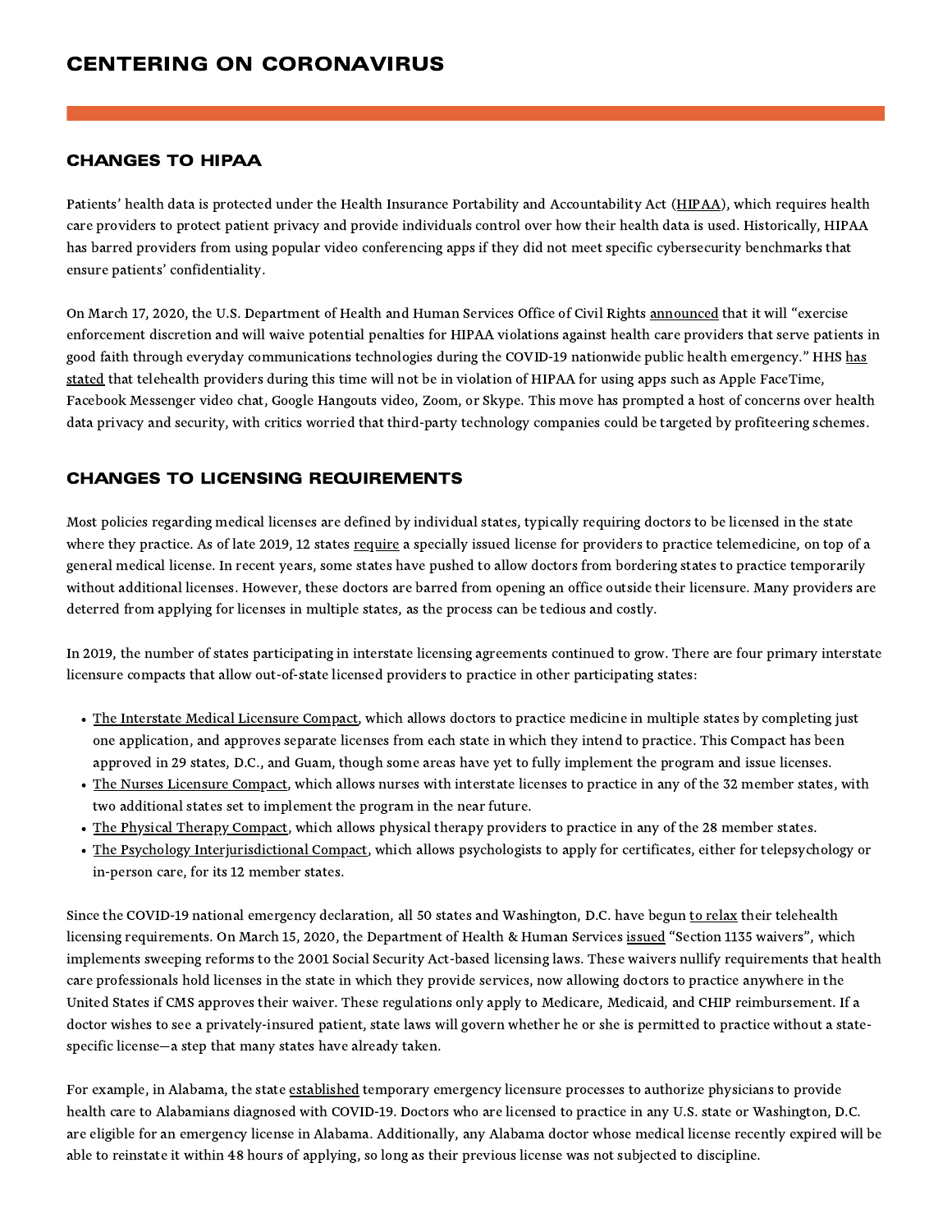# CENTERING ON CORONAVIRUS

## CHANGES TO HIPAA

Patients' health data is protected under the Health Insurance Portability and Accountability Act (HIPAA), which requires health care providers to protect patient privacy and provide individuals control over how their health data is used. Historically, HIPAA has barred providers from using popular video conferencing apps if they did not meet specific cybersecurity benchmarks that ensure patients' confidentiality.

On March 17, 2020, the U.S. Department of Health and Human Services Office of Civil Rights announced that it will "exercise enforcement discretion and will waive potential penalties for HIPAA violations against health care providers that serve patients in good faith through everyday communications technologies during the COVID-19 nationwide public health emergency." HHS has stated that telehealth providers during this time will not be in violation of HIPAA for using apps such as Apple FaceTime, Facebook Messenger video chat, Google Hangouts video, Zoom, or Skype. This move has prompted a host of concerns over health data privacy and security, with critics worried that third-party technology companies could be targeted by profiteering schemes.

## CHANGES TO LICENSING REQUIREMENTS

Most policies regarding medical licenses are defined by individual states, typically requiring doctors to be licensed in the state where they practice. As of late 2019, 12 states require a specially issued license for providers to practice telemedicine, on top of a general medical license. In recent years, some states have pushed to allow doctors from bordering states to practice temporarily without additional licenses. However, these doctors are barred from opening an office outside their licensure. Many providers are deterred from applying for licenses in multiple states, as the process can be tedious and costly.

In 2019, the number of states participating in interstate licensing agreements continued to grow. There are four primary interstate licensure compacts that allow out-of-state licensed providers to practice in other participating states:

- The Interstate Medical Licensure Compact, which allows doctors to practice medicine in multiple states by completing just one application, and approves separate licenses from each state in which they intend to practice. This Compact has been approved in 29 states, D.C., and Guam, though some areas have yet to fully implement the program and issue licenses.
- The Nurses Licensure Compact, which allows nurses with interstate licenses to practice in any of the 32 member states, with two additional states set to implement the program in the near future.
- The Physical Therapy Compact, which allows physical therapy providers to practice in any of the 28 member states.
- The Psychology Interjurisdictional Compact, which allows psychologists to apply for certificates, either for telepsychology or in-person care, for its 12 member states.

Since the COVID-19 national emergency declaration, all 50 states and Washington, D.C. have begun to relax their telehealth licensing requirements. On March 15, 2020, the Department of Health & Human Services issued "Section 1135 waivers", which implements sweeping reforms to the 2001 Social Security Act-based licensing laws. These waivers nullify requirements that health care professionals hold licenses in the state in which they provide services, now allowing doctors to practice anywhere in the United States if CMS approves their waiver. These regulations only apply to Medicare, Medicaid, and CHIP reimbursement. If a doctor wishes to see a privately-insured patient, state laws will govern whether he or she is permitted to practice without a state-specific license—a step that many states have already taken.

For example, in Alabama, the state established temporary emergency licensure processes to authorize physicians to provide health care to Alabamians diagnosed with COVID-19. Doctors who are licensed to practice in any U.S. state or Washington, D.C. are eligible for an emergency license in Alabama. Additionally, any Alabama doctor whose medical license recently expired will be able to reinstate it within 48 hours of applying, so long as their previous license was not subjected to discipline.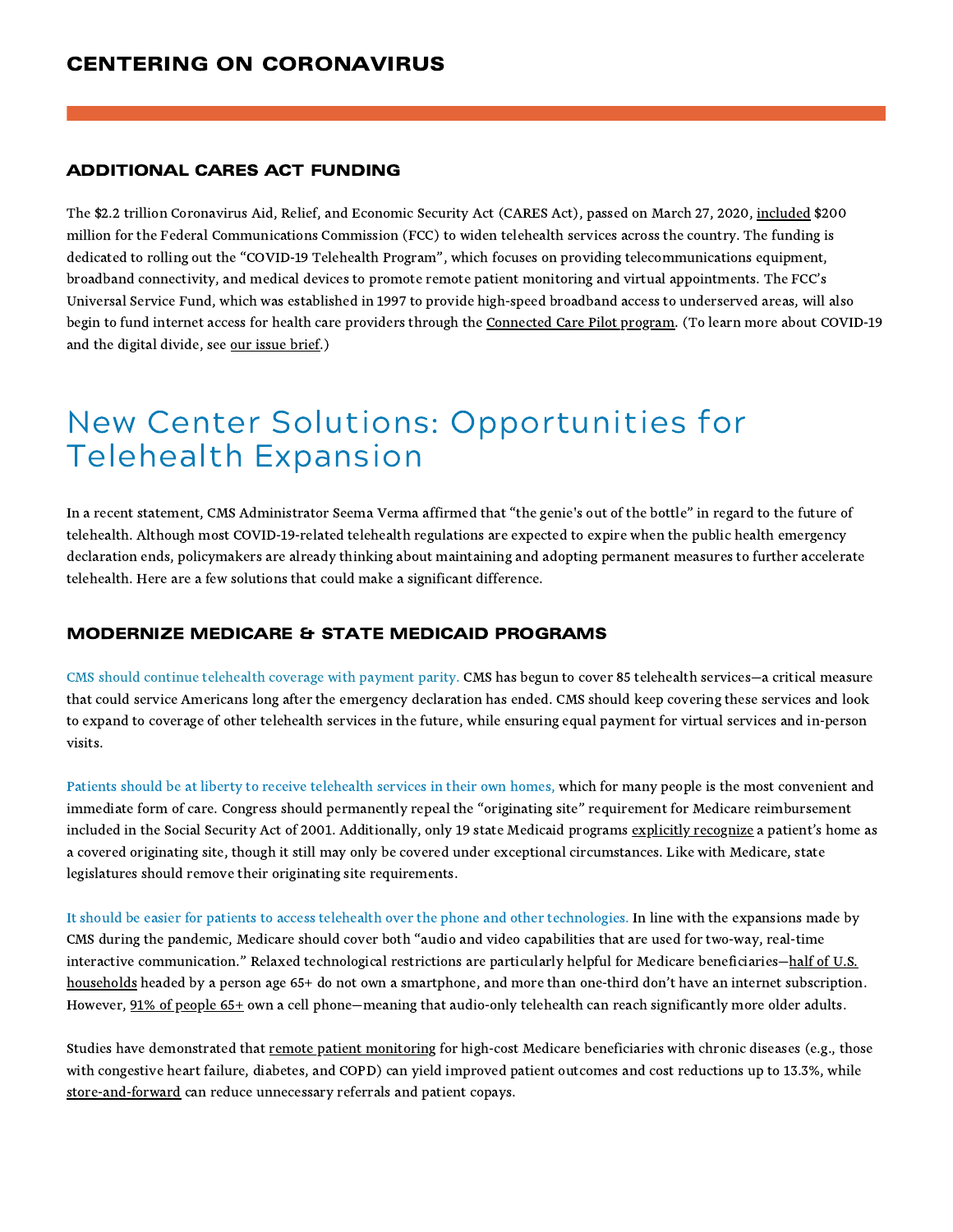## ADDITIONAL CARES ACT FUNDING

The $2.2 trillion Coronavirus Aid, Relief, and Economic Security Act (CARES Act), passed on March 27, 2020, included $200 million for the Federal Communications Commission (FCC) to widen telehealth services across the country. The funding is dedicated to rolling out the "COVID-19 Telehealth Program", which focuses on providing telecommunications equipment, broadband connectivity, and medical devices to promote remote patient monitoring and virtual appointments. The FCC's Universal Service Fund, which was established in 1997 to provide high-speed broadband access to underserved areas, will also begin to fund internet access for health care providers through the Connected Care Pilot program. (To learn more about COVID-19 and the digital divide, see our issue brief.)

# New Center Solutions: Opportunities for Telehealth Expansion

In a recent statement, CMS Administrator Seema Verma affirmed that "the genie's out of the bottle" in regard to the future of telehealth. Although most COVID-19-related telehealth regulations are expected to expire when the public health emergency declaration ends, policymakers are already thinking about maintaining and adopting permanent measures to further accelerate telehealth. Here are a few solutions that could make a significant difference.

## MODERNIZE MEDICARE & STATE MEDICAID PROGRAMS

CMS should continue telehealth coverage with payment parity. CMS has begun to cover 85 telehealth services—a critical measure that could service Americans long after the emergency declaration has ended. CMS should keep covering these services and look to expand to coverage of other telehealth services in the future, while ensuring equal payment for virtual services and in-person visits.

Patients should be at liberty to receive telehealth services in their own homes, which for many people is the most convenient and immediate form of care. Congress should permanently repeal the "originating site" requirement for Medicare reimbursement included in the Social Security Act of 2001. Additionally, only 19 state Medicaid programs explicitly recognize a patient's home as a covered originating site, though it still may only be covered under exceptional circumstances. Like with Medicare, state legislatures should remove their originating site requirements.

It should be easier for patients to access telehealth over the phone and other technologies. In line with the expansions made by CMS during the pandemic, Medicare should cover both "audio and video capabilities that are used for two-way, real-time interactive communication." Relaxed technological restrictions are particularly helpful for Medicare beneficiaries—half of U.S. households headed by a person age 65+ do not own a smartphone, and more than one-third don't have an internet subscription. However, 91% of people 65+ own a cell phone—meaning that audio-only telehealth can reach significantly more older adults.

Studies have demonstrated that remote patient monitoring for high-cost Medicare beneficiaries with chronic diseases (e.g., those with congestive heart failure, diabetes, and COPD) can yield improved patient outcomes and cost reductions up to 13.3%, while store-and-forward can reduce unnecessary referrals and patient copays.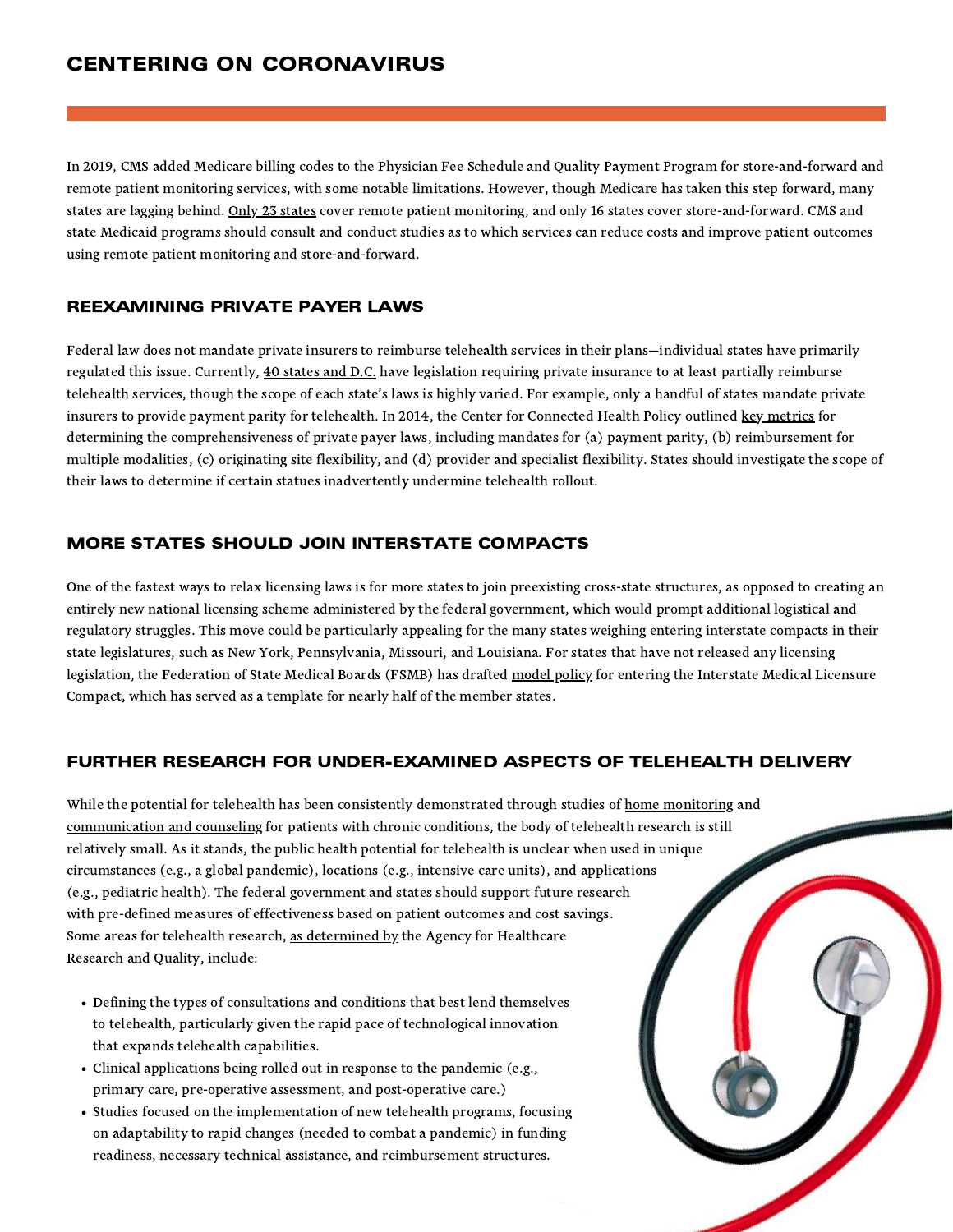## CENTERING ON CORONAVIRUS

In 2019, CMS added Medicare billing codes to the Physician Fee Schedule and Quality Payment Program for store-and-forward and remote patient monitoring services, with some notable limitations. However, though Medicare has taken this step forward, many states are lagging behind. Only 23 states cover remote patient monitoring, and only 16 states cover store-and-forward. CMS and state Medicaid programs should consult and conduct studies as to which services can reduce costs and improve patient outcomes using remote patient monitoring and store-and-forward.

### REEXAMINING PRIVATE PAYER LAWS

Federal law does not mandate private insurers to reimburse telehealth services in their plans—individual states have primarily regulated this issue. Currently, 40 states and D.C. have legislation requiring private insurance to at least partially reimburse telehealth services, though the scope of each state's laws is highly varied. For example, only a handful of states mandate private insurers to provide payment parity for telehealth. In 2014, the Center for Connected Health Policy outlined key metrics for determining the comprehensiveness of private payer laws, including mandates for (a) payment parity, (b) reimbursement for multiple modalities, (c) originating site flexibility, and (d) provider and specialist flexibility. States should investigate the scope of their laws to determine if certain statues inadvertently undermine telehealth rollout.

### MORE STATES SHOULD JOIN INTERSTATE COMPACTS

One of the fastest ways to relax licensing laws is for more states to join preexisting cross-state structures, as opposed to creating an entirely new national licensing scheme administered by the federal government, which would prompt additional logistical and regulatory struggles. This move could be particularly appealing for the many states weighing entering interstate compacts in their state legislatures, such as New York, Pennsylvania, Missouri, and Louisiana. For states that have not released any licensing legislation, the Federation of State Medical Boards (FSMB) has drafted model policy for entering the Interstate Medical Licensure Compact, which has served as a template for nearly half of the member states.

### FURTHER RESEARCH FOR UNDER-EXAMINED ASPECTS OF TELEHEALTH DELIVERY

While the potential for telehealth has been consistently demonstrated through studies of home monitoring and communication and counseling for patients with chronic conditions, the body of telehealth research is still relatively small. As it stands, the public health potential for telehealth is unclear when used in unique circumstances (e.g., a global pandemic), locations (e.g., intensive care units), and applications (e.g., pediatric health). The federal government and states should support future research with pre-defined measures of effectiveness based on patient outcomes and cost savings. Some areas for telehealth research, as determined by the Agency for Healthcare Research and Quality, include:

- Defining the types of consultations and conditions that best lend themselves to telehealth, particularly given the rapid pace of technological innovation that expands telehealth capabilities.
- Clinical applications being rolled out in response to the pandemic (e.g., primary care, pre-operative assessment, and post-operative care.)
- Studies focused on the implementation of new telehealth programs, focusing on adaptability to rapid changes (needed to combat a pandemic) in funding readiness, necessary technical assistance, and reimbursement structures.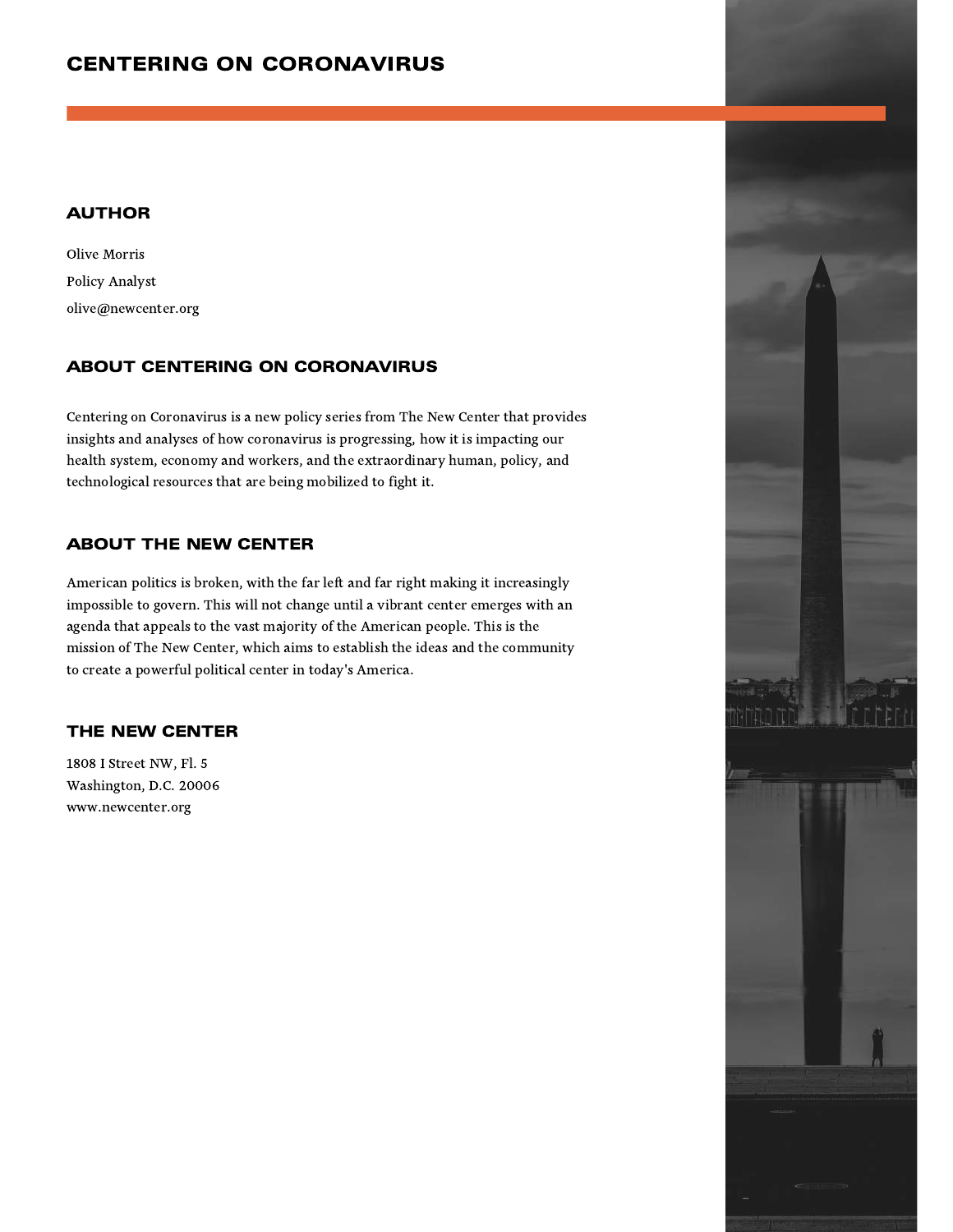# CENTERING ON CORONAVIRUS

## AUTHOR

Olive Morris

Policy Analyst

olive@newcenter.org

## ABOUT CENTERING ON CORONAVIRUS

Centering on Coronavirus is a new policy series from The New Center that provides insights and analyses of how coronavirus is progressing, how it is impacting our health system, economy and workers, and the extraordinary human, policy, and technological resources that are being mobilized to fight it.

## ABOUT THE NEW CENTER

American politics is broken, with the far left and far right making it increasingly impossible to govern. This will not change until a vibrant center emerges with an agenda that appeals to the vast majority of the American people. This is the mission of The New Center, which aims to establish the ideas and the community to create a powerful political center in today's America.

## THE NEW CENTER

1808 I Street NW, Fl. 5
Washington, D.C. 20006
www.newcenter.org